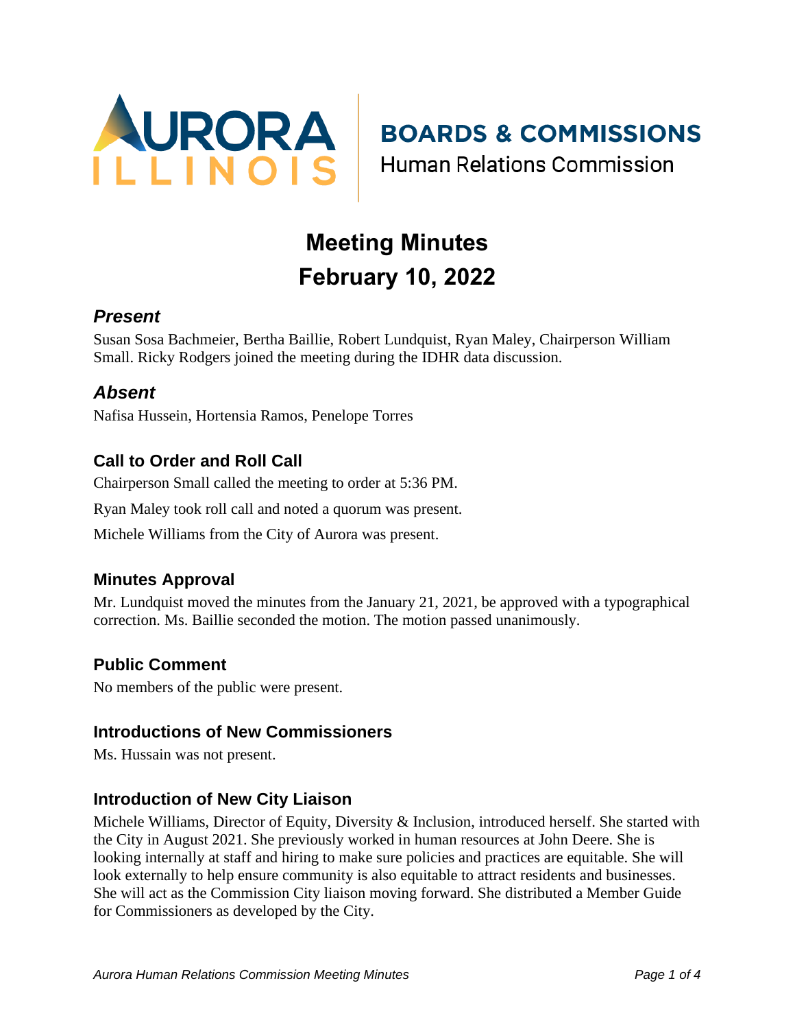AURORA ILLINOIS | BOARDS & COMMISSIONS
Human Relations Commission

# Meeting Minutes
# February 10, 2022

## *Present*

Susan Sosa Bachmeier, Bertha Baillie, Robert Lundquist, Ryan Maley, Chairperson William Small. Ricky Rodgers joined the meeting during the IDHR data discussion.

## *Absent*

Nafisa Hussein, Hortensia Ramos, Penelope Torres

### Call to Order and Roll Call

Chairperson Small called the meeting to order at 5:36 PM.

Ryan Maley took roll call and noted a quorum was present.

Michele Williams from the City of Aurora was present.

### Minutes Approval

Mr. Lundquist moved the minutes from the January 21, 2021, be approved with a typographical correction. Ms. Baillie seconded the motion. The motion passed unanimously.

### Public Comment

No members of the public were present.

### Introductions of New Commissioners

Ms. Hussain was not present.

### Introduction of New City Liaison

Michele Williams, Director of Equity, Diversity & Inclusion, introduced herself. She started with the City in August 2021. She previously worked in human resources at John Deere. She is looking internally at staff and hiring to make sure policies and practices are equitable. She will look externally to help ensure community is also equitable to attract residents and businesses. She will act as the Commission City liaison moving forward. She distributed a Member Guide for Commissioners as developed by the City.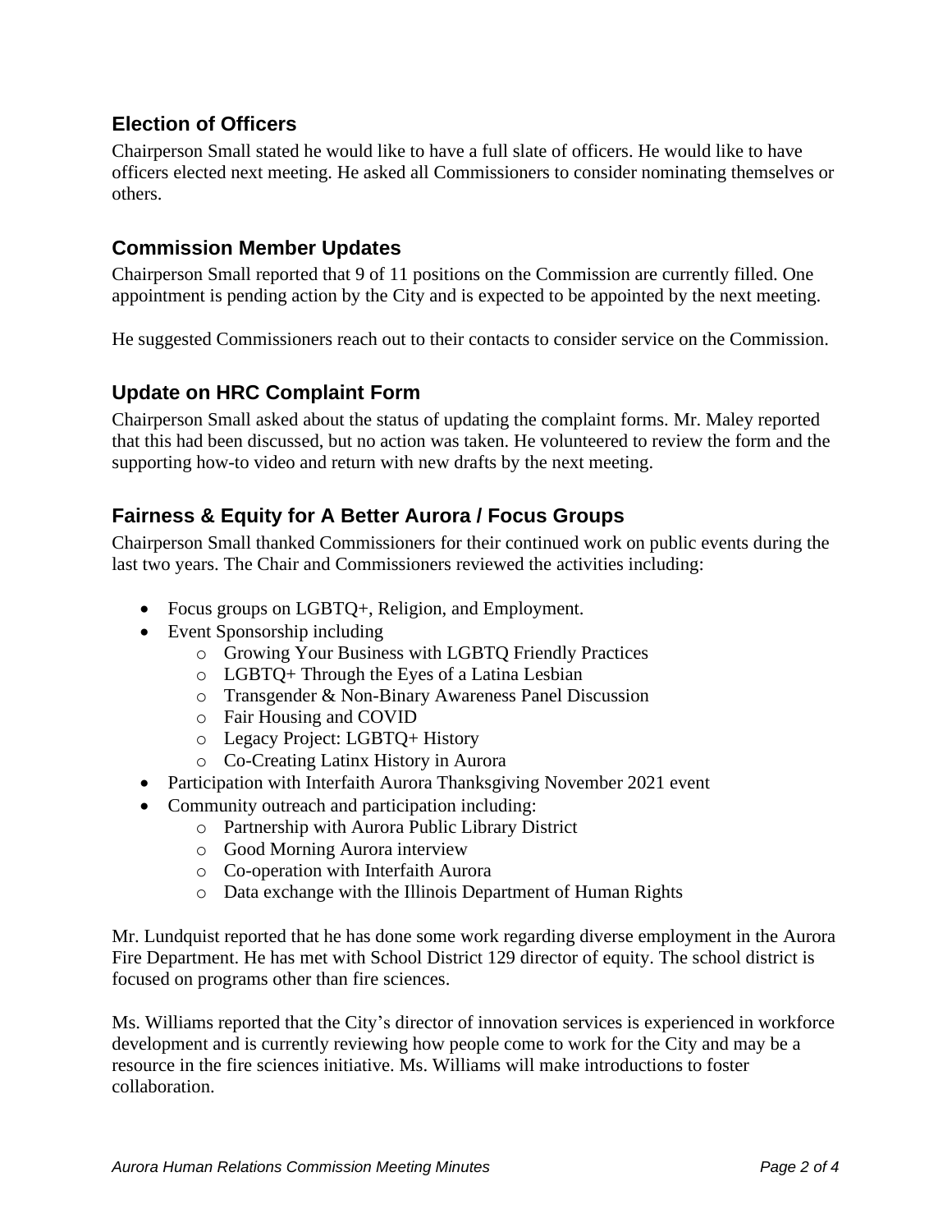## Election of Officers

Chairperson Small stated he would like to have a full slate of officers. He would like to have officers elected next meeting. He asked all Commissioners to consider nominating themselves or others.

## Commission Member Updates

Chairperson Small reported that 9 of 11 positions on the Commission are currently filled. One appointment is pending action by the City and is expected to be appointed by the next meeting.

He suggested Commissioners reach out to their contacts to consider service on the Commission.

## Update on HRC Complaint Form

Chairperson Small asked about the status of updating the complaint forms. Mr. Maley reported that this had been discussed, but no action was taken. He volunteered to review the form and the supporting how-to video and return with new drafts by the next meeting.

## Fairness & Equity for A Better Aurora / Focus Groups

Chairperson Small thanked Commissioners for their continued work on public events during the last two years. The Chair and Commissioners reviewed the activities including:

- Focus groups on LGBTQ+, Religion, and Employment.
- Event Sponsorship including
  - Growing Your Business with LGBTQ Friendly Practices
  - LGBTQ+ Through the Eyes of a Latina Lesbian
  - Transgender & Non-Binary Awareness Panel Discussion
  - Fair Housing and COVID
  - Legacy Project: LGBTQ+ History
  - Co-Creating Latinx History in Aurora
- Participation with Interfaith Aurora Thanksgiving November 2021 event
- Community outreach and participation including:
  - Partnership with Aurora Public Library District
  - Good Morning Aurora interview
  - Co-operation with Interfaith Aurora
  - Data exchange with the Illinois Department of Human Rights

Mr. Lundquist reported that he has done some work regarding diverse employment in the Aurora Fire Department. He has met with School District 129 director of equity. The school district is focused on programs other than fire sciences.

Ms. Williams reported that the City's director of innovation services is experienced in workforce development and is currently reviewing how people come to work for the City and may be a resource in the fire sciences initiative. Ms. Williams will make introductions to foster collaboration.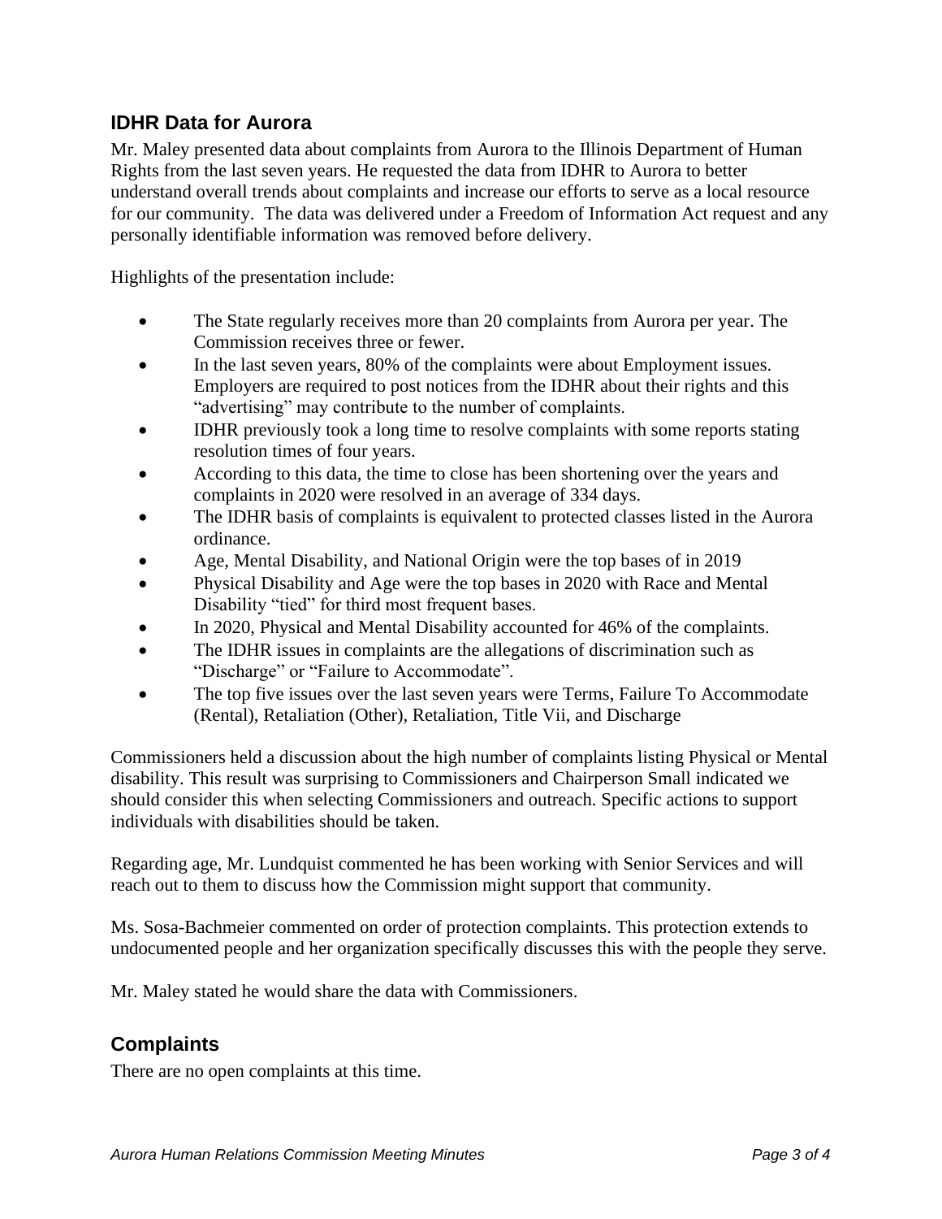## IDHR Data for Aurora

Mr. Maley presented data about complaints from Aurora to the Illinois Department of Human Rights from the last seven years. He requested the data from IDHR to Aurora to better understand overall trends about complaints and increase our efforts to serve as a local resource for our community. The data was delivered under a Freedom of Information Act request and any personally identifiable information was removed before delivery.

Highlights of the presentation include:

- The State regularly receives more than 20 complaints from Aurora per year. The Commission receives three or fewer.
- In the last seven years, 80% of the complaints were about Employment issues. Employers are required to post notices from the IDHR about their rights and this "advertising" may contribute to the number of complaints.
- IDHR previously took a long time to resolve complaints with some reports stating resolution times of four years.
- According to this data, the time to close has been shortening over the years and complaints in 2020 were resolved in an average of 334 days.
- The IDHR basis of complaints is equivalent to protected classes listed in the Aurora ordinance.
- Age, Mental Disability, and National Origin were the top bases of in 2019
- Physical Disability and Age were the top bases in 2020 with Race and Mental Disability "tied" for third most frequent bases.
- In 2020, Physical and Mental Disability accounted for 46% of the complaints.
- The IDHR issues in complaints are the allegations of discrimination such as "Discharge" or "Failure to Accommodate".
- The top five issues over the last seven years were Terms, Failure To Accommodate (Rental), Retaliation (Other), Retaliation, Title Vii, and Discharge

Commissioners held a discussion about the high number of complaints listing Physical or Mental disability. This result was surprising to Commissioners and Chairperson Small indicated we should consider this when selecting Commissioners and outreach. Specific actions to support individuals with disabilities should be taken.

Regarding age, Mr. Lundquist commented he has been working with Senior Services and will reach out to them to discuss how the Commission might support that community.

Ms. Sosa-Bachmeier commented on order of protection complaints. This protection extends to undocumented people and her organization specifically discusses this with the people they serve.

Mr. Maley stated he would share the data with Commissioners.

## Complaints

There are no open complaints at this time.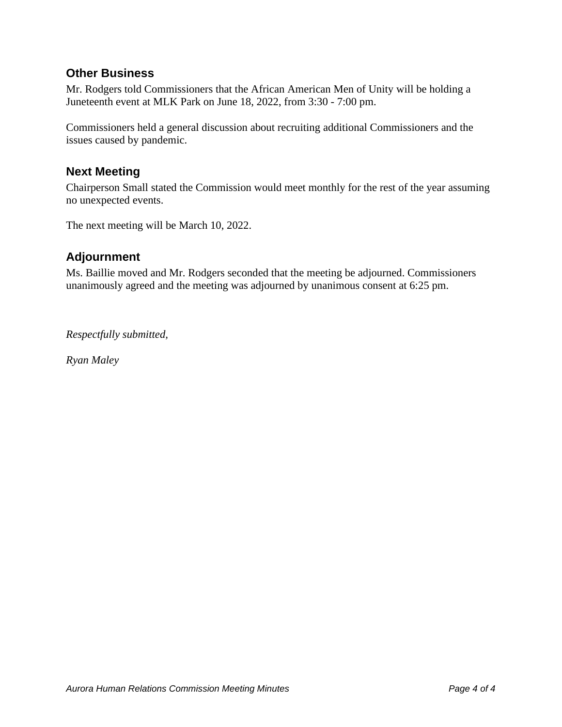## Other Business

Mr. Rodgers told Commissioners that the African American Men of Unity will be holding a Juneteenth event at MLK Park on June 18, 2022, from 3:30 - 7:00 pm.

Commissioners held a general discussion about recruiting additional Commissioners and the issues caused by pandemic.

## Next Meeting

Chairperson Small stated the Commission would meet monthly for the rest of the year assuming no unexpected events.

The next meeting will be March 10, 2022.

## Adjournment

Ms. Baillie moved and Mr. Rodgers seconded that the meeting be adjourned. Commissioners unanimously agreed and the meeting was adjourned by unanimous consent at 6:25 pm.

*Respectfully submitted,*

*Ryan Maley*